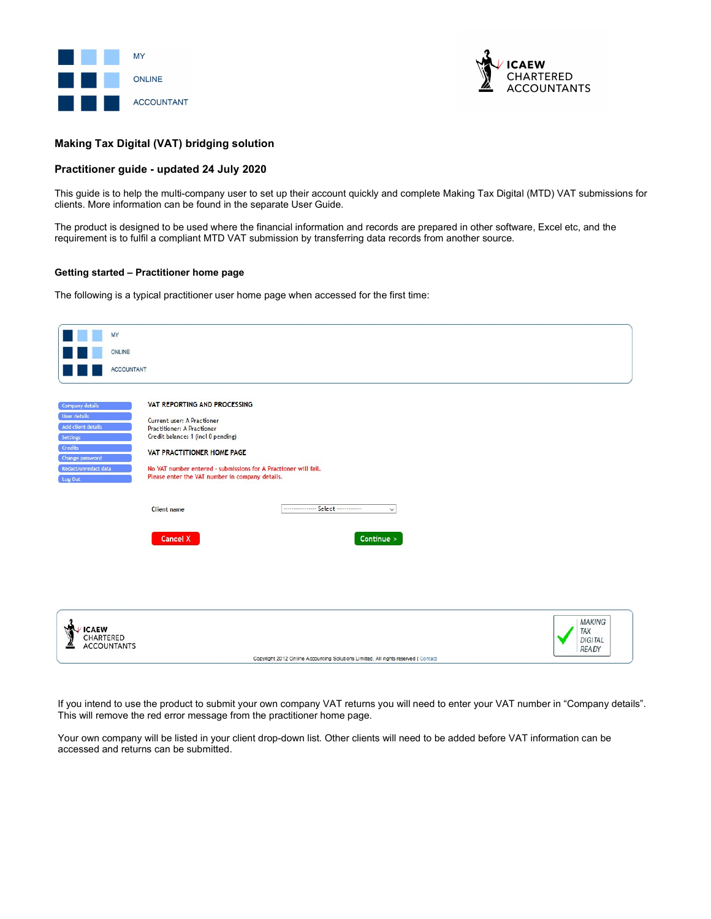## Making Tax Digital (VAT) bridging solution

## Practitioner guide - updated 24 July 2020

This guide is to help the multi-company user to set up their account quickly and complete Making Tax Digital (MTD) VAT submissions for clients. More information can be found in the separate User Guide.

The product is designed to be used where the financial information and records are prepared in other software, Excel etc, and the requirement is to fulfil a compliant MTD VAT submission by transferring data records from another source.

### Getting started – Practitioner home page

The following is a typical practitioner user home page when accessed for the first time:

MY
ONLINE
ACCOUNTANT

- Company details
- User details
- Add client details
- Settings
- Credits
- Change password
- Redact/unredact data
- Log Out

VAT REPORTING AND PROCESSING

Current user: A Practioner
Practitioner: A Practioner
Credit balance: 1 (incl 0 pending)

VAT PRACTITIONER HOME PAGE

No VAT number entered - submissions for A Practioner will fail.
Please enter the VAT number in company details.

Client name ------------- Select -------------

Cancel X Continue >

ICAEW CHARTERED ACCOUNTANTS

MAKING TAX DIGITAL READY

Copyright 2012 Online Accounting Solutions Limited. All rights reserved | Contact

If you intend to use the product to submit your own company VAT returns you will need to enter your VAT number in "Company details". This will remove the red error message from the practitioner home page.

Your own company will be listed in your client drop-down list. Other clients will need to be added before VAT information can be accessed and returns can be submitted.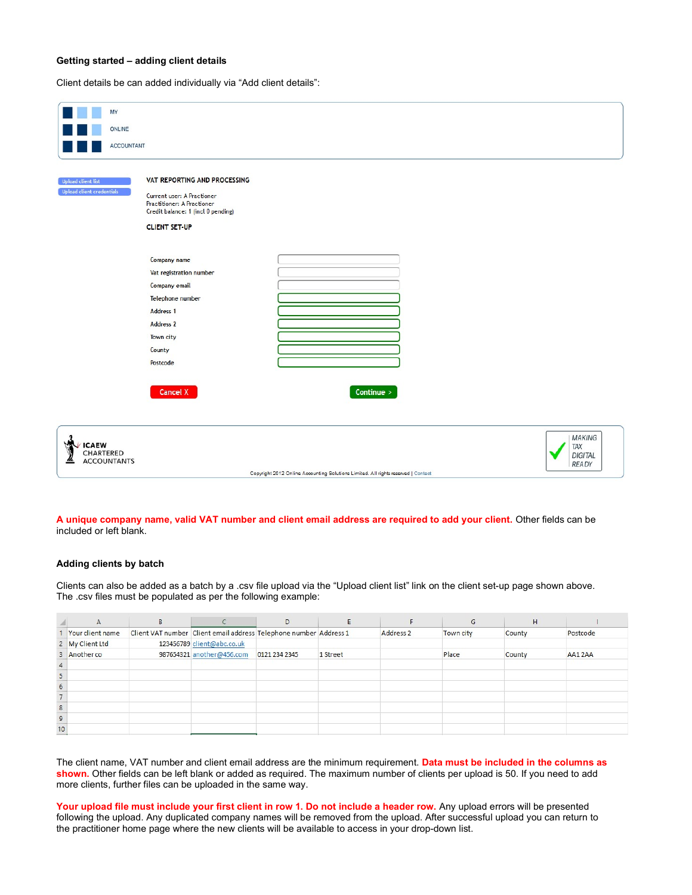### Getting started – adding client details

Client details be can added individually via "Add client details":

MY
ONLINE
ACCOUNTANT

Upload client list
Upload client credentials

VAT REPORTING AND PROCESSING

Current user: A Fractioner
Practitioner: A Fractioner
Credit balance: 1 (incl 0 pending)

CLIENT SET-UP

Company name
Vat registration number
Company email
Telephone number
Address 1
Address 2
Town city
County
Postcode

Cancel X
Continue >

ICAEW CHARTERED ACCOUNTANTS

MAKING TAX DIGITAL READY

Copyright 2012 Online Accounting Solutions Limited. All rights reserved | Contact

**A unique company name, valid VAT number and client email address are required to add your client.** Other fields can be included or left blank.

### Adding clients by batch

Clients can also be added as a batch by a .csv file upload via the "Upload client list" link on the client set-up page shown above. The .csv files must be populated as per the following example:

| | A | B | C | D | E | F | G | H | I |
|---|---|---|---|---|---|---|---|---|---|
| 1 | Your client name | Client VAT number | Client email address | Telephone number | Address 1 | Address 2 | Town city | County | Postcode |
| 2 | My Client Ltd | 123456789 | client@abc.co.uk | | | | | | |
| 3 | Another co | 987654321 | another@456.com | 0121 234 2345 | 1 Street | | Place | County | AA1 2AA |
| 4 | | | | | | | | | |
| 5 | | | | | | | | | |
| 6 | | | | | | | | | |
| 7 | | | | | | | | | |
| 8 | | | | | | | | | |
| 9 | | | | | | | | | |
| 10 | | | | | | | | | |

The client name, VAT number and client email address are the minimum requirement. **Data must be included in the columns as shown.** Other fields can be left blank or added as required. The maximum number of clients per upload is 50. If you need to add more clients, further files can be uploaded in the same way.

**Your upload file must include your first client in row 1. Do not include a header row.** Any upload errors will be presented following the upload. Any duplicated company names will be removed from the upload. After successful upload you can return to the practitioner home page where the new clients will be available to access in your drop-down list.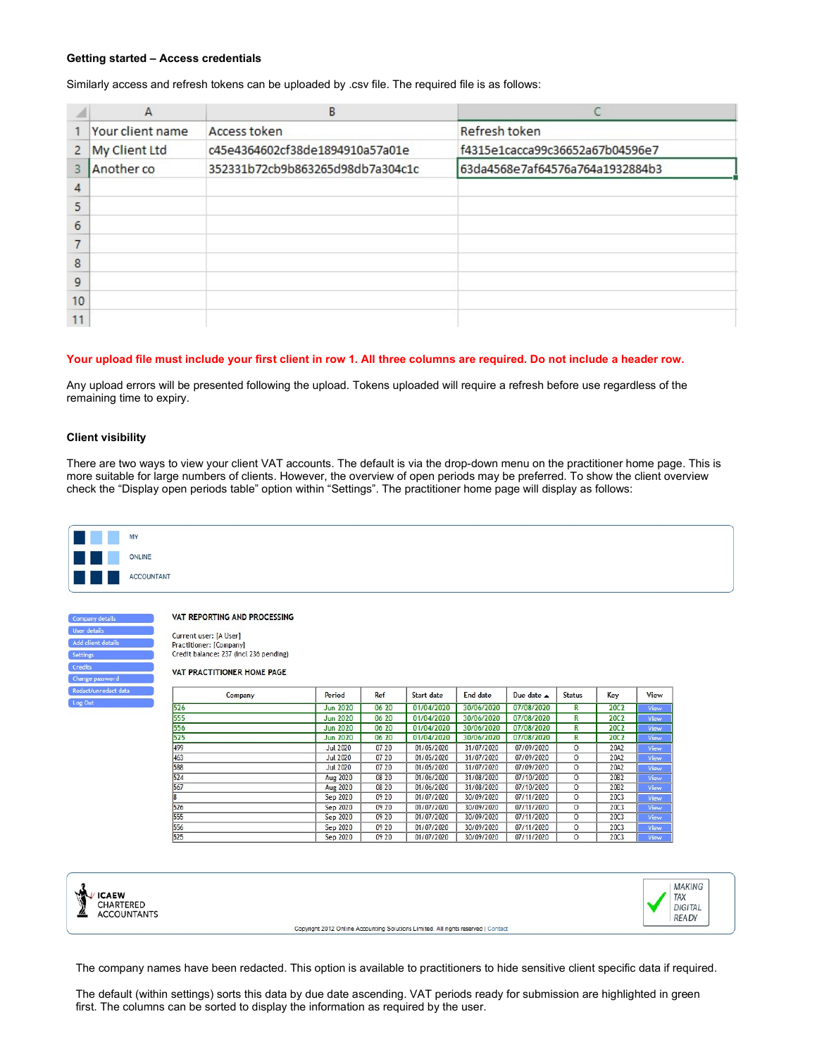**Getting started – Access credentials**

Similarly access and refresh tokens can be uploaded by .csv file. The required file is as follows:

| | A | B | C |
|---|---|---|---|
| 1 | Your client name | Access token | Refresh token |
| 2 | My Client Ltd | c45e4364602cf38de1894910a57a01e | f4315e1cacca99c36652a67b04596e7 |
| 3 | Another co | 352331b72cb9b863265d98db7a304c1c | 63da4568e7af64576a764a1932884b3 |
| 4 | | | |
| 5 | | | |
| 6 | | | |
| 7 | | | |
| 8 | | | |
| 9 | | | |
| 10 | | | |
| 11 | | | |

**Your upload file must include your first client in row 1. All three columns are required. Do not include a header row.**

Any upload errors will be presented following the upload. Tokens uploaded will require a refresh before use regardless of the remaining time to expiry.

**Client visibility**

There are two ways to view your client VAT accounts. The default is via the drop-down menu on the practitioner home page. This is more suitable for large numbers of clients. However, the overview of open periods may be preferred. To show the client overview check the "Display open periods table" option within "Settings". The practitioner home page will display as follows:

MY
ONLINE
ACCOUNTANT

- Company details
- User details
- Add client details
- Settings
- Credits
- Change password
- Redact/unredact data
- Log Out

VAT REPORTING AND PROCESSING

Current user: [A User]
Practitioner: [Company]
Credit balance: 237 (incl 236 pending)

VAT PRACTITIONER HOME PAGE

| Company | Period | Ref | Start date | End date | Due date ▲ | Status | Key | View |
|---|---|---|---|---|---|---|---|---|
| 526 | Jun 2020 | 06 20 | 01/04/2020 | 30/06/2020 | 07/08/2020 | R | 20C2 | View |
| 555 | Jun 2020 | 06 20 | 01/04/2020 | 30/06/2020 | 07/08/2020 | R | 20C2 | View |
| 556 | Jun 2020 | 06 20 | 01/04/2020 | 30/06/2020 | 07/08/2020 | R | 20C2 | View |
| 525 | Jun 2020 | 06 20 | 01/04/2020 | 30/06/2020 | 07/08/2020 | R | 20C2 | View |
| 499 | Jul 2020 | 07 20 | 01/05/2020 | 31/07/2020 | 07/09/2020 | O | 20A2 | View |
| 463 | Jul 2020 | 07 20 | 01/05/2020 | 31/07/2020 | 07/09/2020 | O | 20A2 | View |
| 588 | Jul 2020 | 07 20 | 01/05/2020 | 31/07/2020 | 07/09/2020 | O | 20A2 | View |
| 524 | Aug 2020 | 08 20 | 01/06/2020 | 31/08/2020 | 07/10/2020 | O | 20B2 | View |
| 567 | Aug 2020 | 08 20 | 01/06/2020 | 31/08/2020 | 07/10/2020 | O | 20B2 | View |
| 8 | Sep 2020 | 09 20 | 01/07/2020 | 30/09/2020 | 07/11/2020 | O | 20C3 | View |
| 526 | Sep 2020 | 09 20 | 01/07/2020 | 30/09/2020 | 07/11/2020 | O | 20C3 | View |
| 555 | Sep 2020 | 09 20 | 01/07/2020 | 30/09/2020 | 07/11/2020 | O | 20C3 | View |
| 556 | Sep 2020 | 09 20 | 01/07/2020 | 30/09/2020 | 07/11/2020 | O | 20C3 | View |
| 525 | Sep 2020 | 09 20 | 01/07/2020 | 30/09/2020 | 07/11/2020 | O | 20C3 | View |

ICAEW CHARTERED ACCOUNTANTS

MAKING TAX DIGITAL READY

Copyright 2012 Online Accounting Solutions Limited. All rights reserved | Contact

The company names have been redacted. This option is available to practitioners to hide sensitive client specific data if required.

The default (within settings) sorts this data by due date ascending. VAT periods ready for submission are highlighted in green first. The columns can be sorted to display the information as required by the user.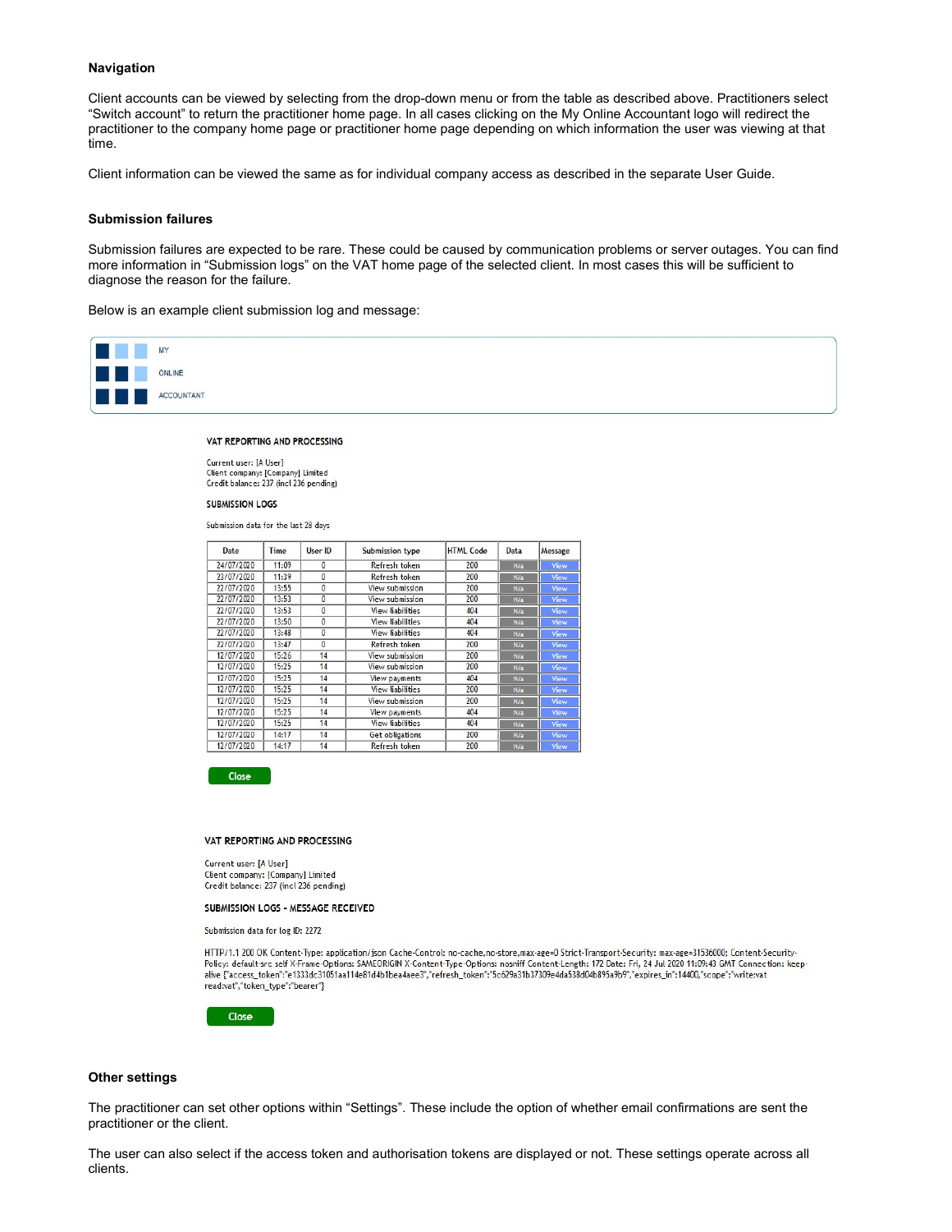### Navigation

Client accounts can be viewed by selecting from the drop-down menu or from the table as described above. Practitioners select "Switch account" to return the practitioner home page. In all cases clicking on the My Online Accountant logo will redirect the practitioner to the company home page or practitioner home page depending on which information the user was viewing at that time.

Client information can be viewed the same as for individual company access as described in the separate User Guide.

### Submission failures

Submission failures are expected to be rare. These could be caused by communication problems or server outages. You can find more information in "Submission logs" on the VAT home page of the selected client. In most cases this will be sufficient to diagnose the reason for the failure.

Below is an example client submission log and message:

MY
ONLINE
ACCOUNTANT

VAT REPORTING AND PROCESSING

Current user: [A User]
Client company: [Company] Limited
Credit balance: 237 (incl 236 pending)

SUBMISSION LOGS

Submission data for the last 28 days

| Date | Time | User ID | Submission type | HTML Code | Data | Message |
|---|---|---|---|---|---|---|
| 24/07/2020 | 11:09 | 0 | Refresh token | 200 | N/a | View |
| 23/07/2020 | 11:39 | 0 | Refresh token | 200 | N/a | View |
| 22/07/2020 | 13:55 | 0 | View submission | 200 | N/a | View |
| 22/07/2020 | 13:53 | 0 | View submission | 200 | N/a | View |
| 22/07/2020 | 13:53 | 0 | View liabilities | 404 | N/a | View |
| 22/07/2020 | 13:50 | 0 | View liabilities | 404 | N/a | View |
| 22/07/2020 | 13:48 | 0 | View liabilities | 404 | N/a | View |
| 22/07/2020 | 13:47 | 0 | Refresh token | 200 | N/a | View |
| 12/07/2020 | 15:26 | 14 | View submission | 200 | N/a | View |
| 12/07/2020 | 15:25 | 14 | View submission | 200 | N/a | View |
| 12/07/2020 | 15:25 | 14 | View payments | 404 | N/a | View |
| 12/07/2020 | 15:25 | 14 | View liabilities | 200 | N/a | View |
| 12/07/2020 | 15:25 | 14 | View submission | 200 | N/a | View |
| 12/07/2020 | 15:25 | 14 | View payments | 404 | N/a | View |
| 12/07/2020 | 15:25 | 14 | View liabilities | 404 | N/a | View |
| 12/07/2020 | 14:17 | 14 | Get obligations | 200 | N/a | View |
| 12/07/2020 | 14:17 | 14 | Refresh token | 200 | N/a | View |

Close

VAT REPORTING AND PROCESSING

Current user: [A User]
Client company: [Company] Limited
Credit balance: 237 (incl 236 pending)

SUBMISSION LOGS - MESSAGE RECEIVED

Submission data for log ID: 2272

HTTP/1.1 200 OK Content-Type: application/json Cache-Control: no-cache,no-store,max-age=0 Strict-Transport-Security: max-age=31536000; Content-Security-Policy: default-src self X-Frame-Options: SAMEORIGIN X-Content-Type-Options: nosniff Content-Length: 172 Date: Fri, 24 Jul 2020 11:09:43 GMT Connection: keep-alive {"access_token":"e1333dc31051aa114e81d4b1bea4aee3","refresh_token":"5c629a31b37309e4da538d04b895a9b9","expires_in":14400,"scope":"write:vat read:vat","token_type":"bearer"}

Close

### Other settings

The practitioner can set other options within "Settings". These include the option of whether email confirmations are sent the practitioner or the client.

The user can also select if the access token and authorisation tokens are displayed or not. These settings operate across all clients.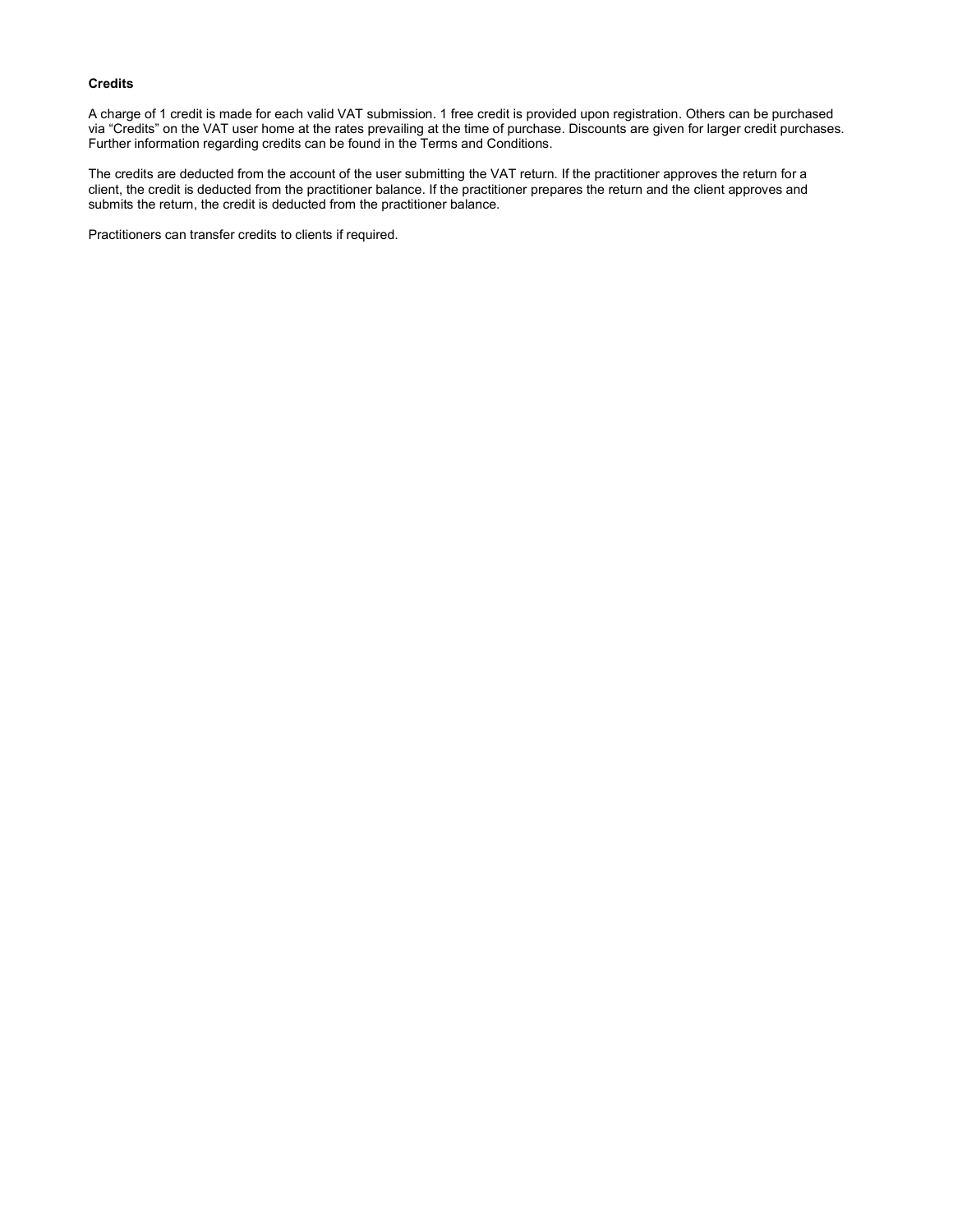**Credits**

A charge of 1 credit is made for each valid VAT submission. 1 free credit is provided upon registration. Others can be purchased via “Credits” on the VAT user home at the rates prevailing at the time of purchase. Discounts are given for larger credit purchases. Further information regarding credits can be found in the Terms and Conditions.

The credits are deducted from the account of the user submitting the VAT return. If the practitioner approves the return for a client, the credit is deducted from the practitioner balance. If the practitioner prepares the return and the client approves and submits the return, the credit is deducted from the practitioner balance.

Practitioners can transfer credits to clients if required.